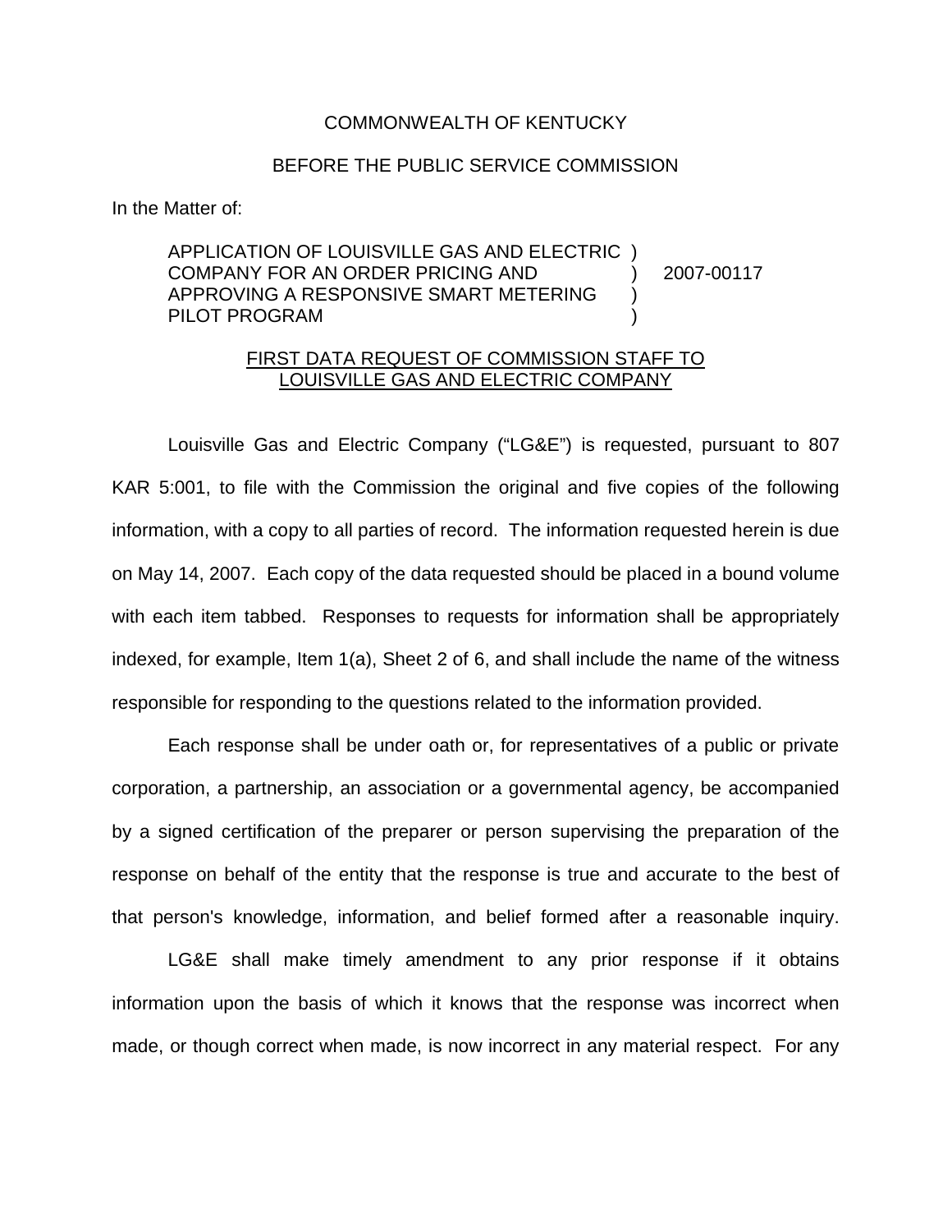COMMONWEALTH OF KENTUCKY

BEFORE THE PUBLIC SERVICE COMMISSION

In the Matter of:

| | | |
|---|---|---|
| APPLICATION OF LOUISVILLE GAS AND ELECTRIC COMPANY FOR AN ORDER PRICING AND APPROVING A RESPONSIVE SMART METERING PILOT PROGRAM | ) ) ) ) | 2007-00117 |

FIRST DATA REQUEST OF COMMISSION STAFF TO LOUISVILLE GAS AND ELECTRIC COMPANY

Louisville Gas and Electric Company ("LG&E") is requested, pursuant to 807 KAR 5:001, to file with the Commission the original and five copies of the following information, with a copy to all parties of record. The information requested herein is due on May 14, 2007. Each copy of the data requested should be placed in a bound volume with each item tabbed. Responses to requests for information shall be appropriately indexed, for example, Item 1(a), Sheet 2 of 6, and shall include the name of the witness responsible for responding to the questions related to the information provided.

Each response shall be under oath or, for representatives of a public or private corporation, a partnership, an association or a governmental agency, be accompanied by a signed certification of the preparer or person supervising the preparation of the response on behalf of the entity that the response is true and accurate to the best of that person's knowledge, information, and belief formed after a reasonable inquiry.

LG&E shall make timely amendment to any prior response if it obtains information upon the basis of which it knows that the response was incorrect when made, or though correct when made, is now incorrect in any material respect. For any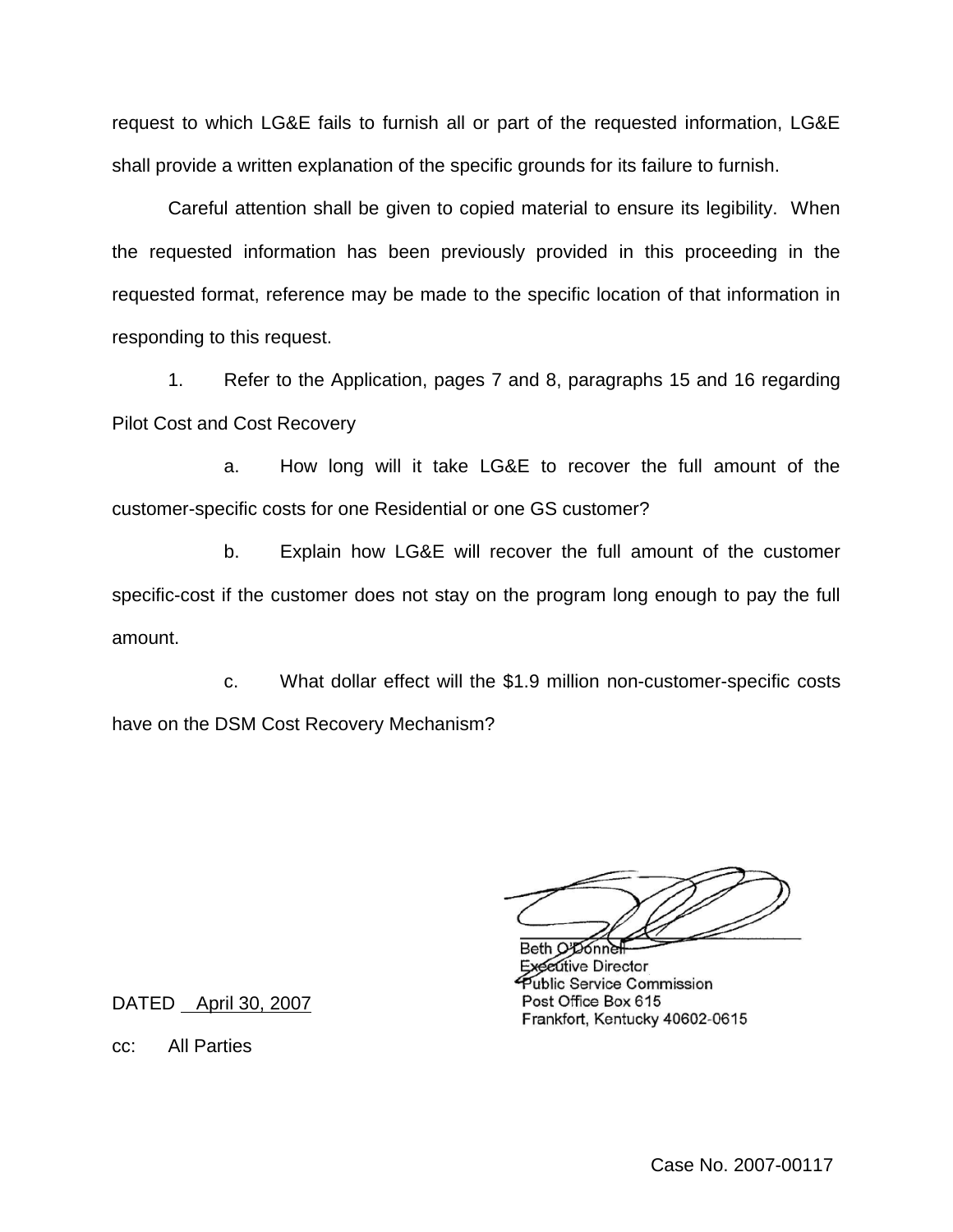request to which LG&E fails to furnish all or part of the requested information, LG&E shall provide a written explanation of the specific grounds for its failure to furnish.

Careful attention shall be given to copied material to ensure its legibility. When the requested information has been previously provided in this proceeding in the requested format, reference may be made to the specific location of that information in responding to this request.

1. Refer to the Application, pages 7 and 8, paragraphs 15 and 16 regarding Pilot Cost and Cost Recovery

   a. How long will it take LG&E to recover the full amount of the customer-specific costs for one Residential or one GS customer?

   b. Explain how LG&E will recover the full amount of the customer specific-cost if the customer does not stay on the program long enough to pay the full amount.

   c. What dollar effect will the $1.9 million non-customer-specific costs have on the DSM Cost Recovery Mechanism?

Beth O'Donnell
Executive Director
Public Service Commission
Post Office Box 615
Frankfort, Kentucky 40602-0615

DATED April 30, 2007

cc: All Parties

Case No. 2007-00117